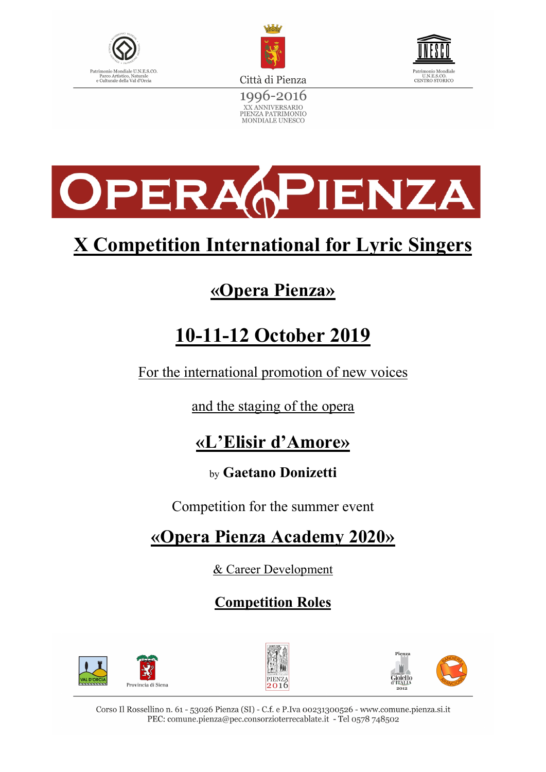Patrimonio Mondiale U.N.E.S.CO. Parco Artistico, Naturale e Culturale della Val d'Orcia

Città di Pienza

Patrimonio Mondiale U.N.E.S.CO. CENTRO STORICO

1996-2016

XX ANNIVERSARIO PIENZA PATRIMONIO MONDIALE UNESCO

# OPERA PIENZA

# X Competition International for Lyric Singers

## «Opera Pienza»

## 10-11-12 October 2019

For the international promotion of new voices

and the staging of the opera

## «L'Elisir d'Amore»

by **Gaetano Donizetti**

Competition for the summer event

## «Opera Pienza Academy 2020»

& Career Development

### Competition Roles

Corso Il Rossellino n. 61 - 53026 Pienza (SI) - C.f. e P.Iva 00231300526 - www.comune.pienza.si.it
PEC: comune.pienza@pec.consorzioterrecablate.it - Tel 0578 748502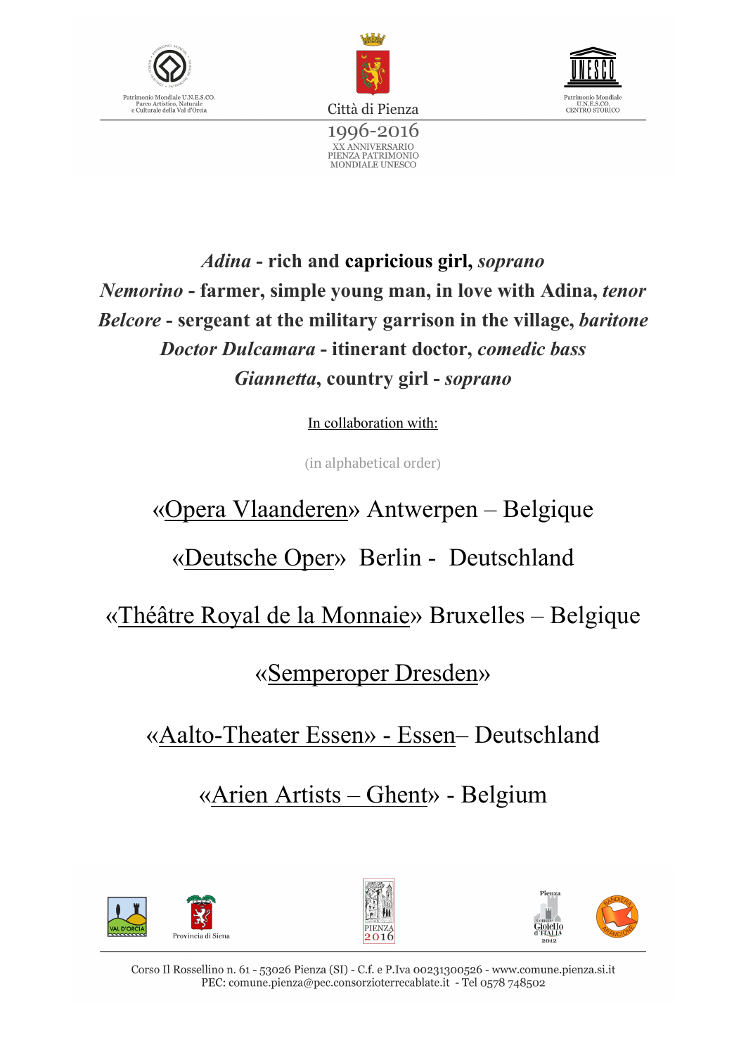*Adina* - rich and **capricious girl,** ***soprano***

***Nemorino*** **- farmer, simple young man, in love with Adina,** ***tenor***

***Belcore*** **- sergeant at the military garrison in the village,** ***baritone***

***Doctor Dulcamara*** **- itinerant doctor,** ***comedic bass***

***Giannetta*****, country girl -** ***soprano***

In collaboration with:

(in alphabetical order)

«Opera Vlaanderen» Antwerpen – Belgique

«Deutsche Oper» Berlin - Deutschland

«Théâtre Royal de la Monnaie» Bruxelles – Belgique

«Semperoper Dresden»

«Aalto-Theater Essen» - Essen– Deutschland

«Arien Artists – Ghent» - Belgium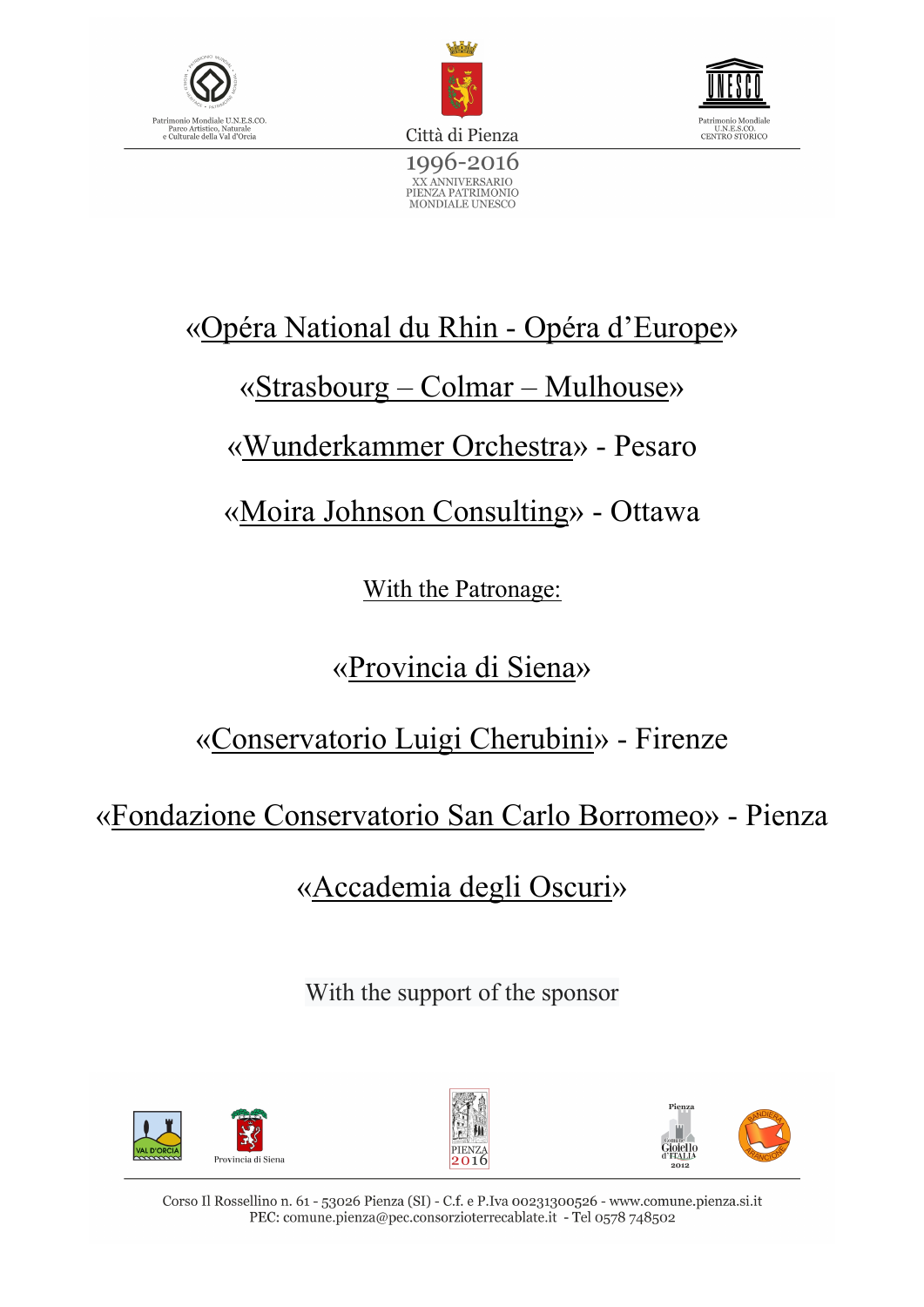«Opéra National du Rhin - Opéra d'Europe»

«Strasbourg – Colmar – Mulhouse»

«Wunderkammer Orchestra» - Pesaro

«Moira Johnson Consulting» - Ottawa

With the Patronage:

«Provincia di Siena»

«Conservatorio Luigi Cherubini» - Firenze

«Fondazione Conservatorio San Carlo Borromeo» - Pienza

«Accademia degli Oscuri»

With the support of the sponsor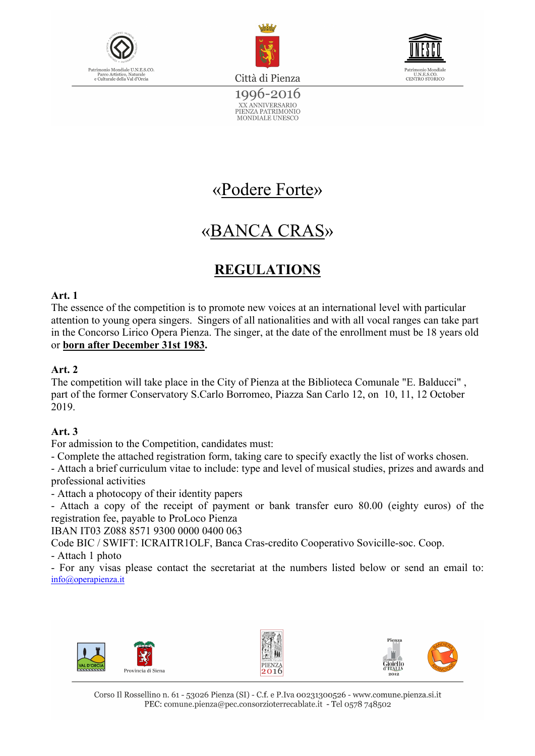# «Podere Forte»

# «BANCA CRAS»

## REGULATIONS

**Art. 1**

The essence of the competition is to promote new voices at an international level with particular attention to young opera singers. Singers of all nationalities and with all vocal ranges can take part in the Concorso Lirico Opera Pienza. The singer, at the date of the enrollment must be 18 years old or **born after December 31st 1983.**

**Art. 2**

The competition will take place in the City of Pienza at the Biblioteca Comunale "E. Balducci" , part of the former Conservatory S.Carlo Borromeo, Piazza San Carlo 12, on 10, 11, 12 October 2019.

**Art. 3**

For admission to the Competition, candidates must:

- Complete the attached registration form, taking care to specify exactly the list of works chosen.
- Attach a brief curriculum vitae to include: type and level of musical studies, prizes and awards and professional activities
- Attach a photocopy of their identity papers
- Attach a copy of the receipt of payment or bank transfer euro 80.00 (eighty euros) of the registration fee, payable to ProLoco Pienza

IBAN IT03 Z088 8571 9300 0000 0400 063

Code BIC / SWIFT: ICRAITR1OLF, Banca Cras-credito Cooperativo Sovicille-soc. Coop.

- Attach 1 photo
- For any visas please contact the secretariat at the numbers listed below or send an email to: info@operapienza.it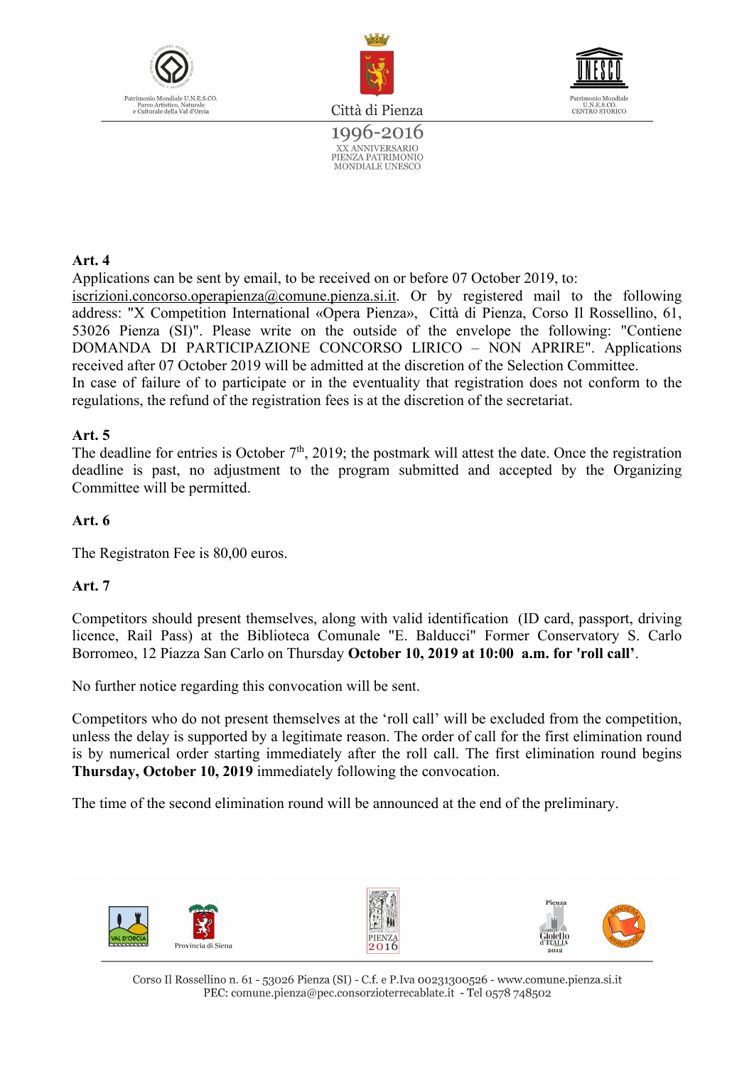**Art. 4**

Applications can be sent by email, to be received on or before 07 October 2019, to: iscrizioni.concorso.operapienza@comune.pienza.si.it. Or by registered mail to the following address: "X Competition International «Opera Pienza», Città di Pienza, Corso Il Rossellino, 61, 53026 Pienza (SI)". Please write on the outside of the envelope the following: "Contiene DOMANDA DI PARTECIPAZIONE CONCORSO LIRICO – NON APRIRE". Applications received after 07 October 2019 will be admitted at the discretion of the Selection Committee.
In case of failure of to participate or in the eventuality that registration does not conform to the regulations, the refund of the registration fees is at the discretion of the secretariat.

**Art. 5**

The deadline for entries is October 7th, 2019; the postmark will attest the date. Once the registration deadline is past, no adjustment to the program submitted and accepted by the Organizing Committee will be permitted.

**Art. 6**

The Registraton Fee is 80,00 euros.

**Art. 7**

Competitors should present themselves, along with valid identification (ID card, passport, driving licence, Rail Pass) at the Biblioteca Comunale "E. Balducci" Former Conservatory S. Carlo Borromeo, 12 Piazza San Carlo on Thursday **October 10, 2019 at 10:00 a.m. for 'roll call'**.

No further notice regarding this convocation will be sent.

Competitors who do not present themselves at the 'roll call' will be excluded from the competition, unless the delay is supported by a legitimate reason. The order of call for the first elimination round is by numerical order starting immediately after the roll call. The first elimination round begins **Thursday, October 10, 2019** immediately following the convocation.

The time of the second elimination round will be announced at the end of the preliminary.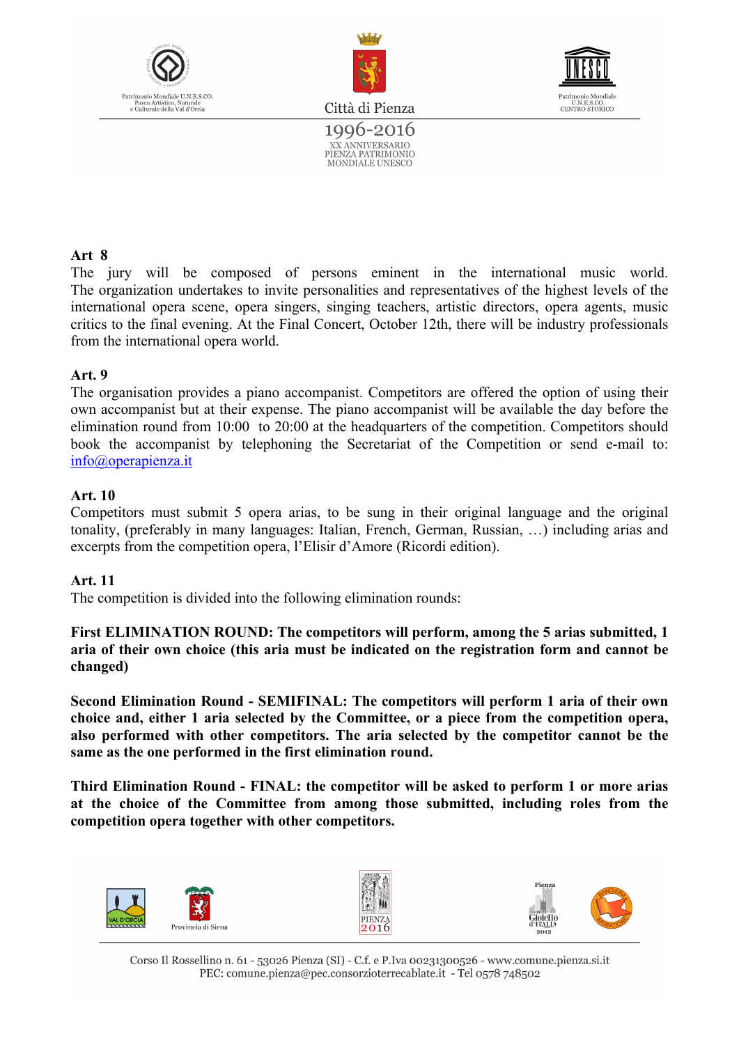**Art 8**

The jury will be composed of persons eminent in the international music world. The organization undertakes to invite personalities and representatives of the highest levels of the international opera scene, opera singers, singing teachers, artistic directors, opera agents, music critics to the final evening. At the Final Concert, October 12th, there will be industry professionals from the international opera world.

**Art. 9**

The organisation provides a piano accompanist. Competitors are offered the option of using their own accompanist but at their expense. The piano accompanist will be available the day before the elimination round from 10:00 to 20:00 at the headquarters of the competition. Competitors should book the accompanist by telephoning the Secretariat of the Competition or send e-mail to: info@operapienza.it

**Art. 10**

Competitors must submit 5 opera arias, to be sung in their original language and the original tonality, (preferably in many languages: Italian, French, German, Russian, …) including arias and excerpts from the competition opera, l'Elisir d'Amore (Ricordi edition).

**Art. 11**

The competition is divided into the following elimination rounds:

**First ELIMINATION ROUND: The competitors will perform, among the 5 arias submitted, 1 aria of their own choice (this aria must be indicated on the registration form and cannot be changed)**

**Second Elimination Round - SEMIFINAL: The competitors will perform 1 aria of their own choice and, either 1 aria selected by the Committee, or a piece from the competition opera, also performed with other competitors. The aria selected by the competitor cannot be the same as the one performed in the first elimination round.**

**Third Elimination Round - FINAL: the competitor will be asked to perform 1 or more arias at the choice of the Committee from among those submitted, including roles from the competition opera together with other competitors.**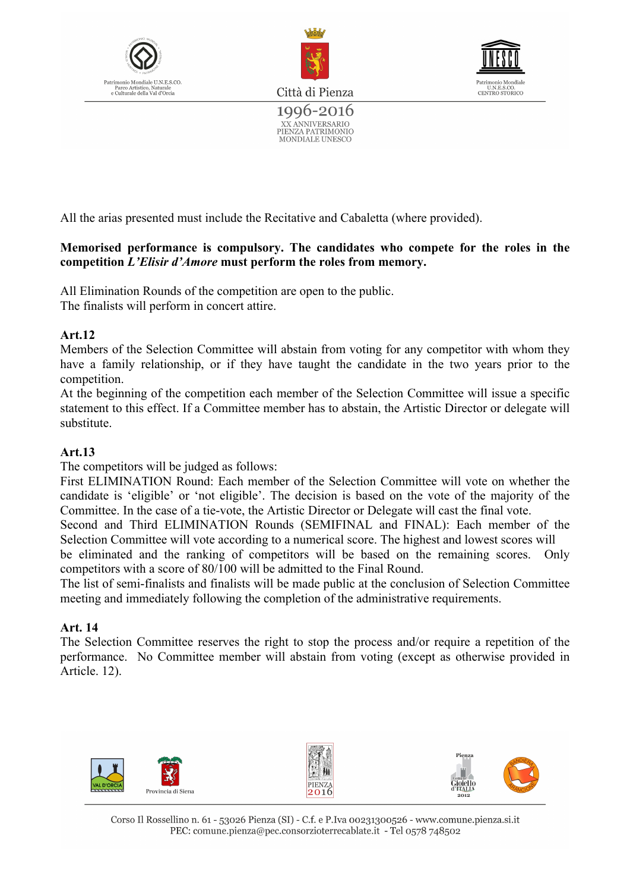All the arias presented must include the Recitative and Cabaletta (where provided).

**Memorised performance is compulsory. The candidates who compete for the roles in the competition *L'Elisir d'Amore* must perform the roles from memory.**

All Elimination Rounds of the competition are open to the public.
The finalists will perform in concert attire.

**Art.12**

Members of the Selection Committee will abstain from voting for any competitor with whom they have a family relationship, or if they have taught the candidate in the two years prior to the competition.
At the beginning of the competition each member of the Selection Committee will issue a specific statement to this effect. If a Committee member has to abstain, the Artistic Director or delegate will substitute.

**Art.13**

The competitors will be judged as follows:
First ELIMINATION Round: Each member of the Selection Committee will vote on whether the candidate is 'eligible' or 'not eligible'. The decision is based on the vote of the majority of the Committee. In the case of a tie-vote, the Artistic Director or Delegate will cast the final vote.
Second and Third ELIMINATION Rounds (SEMIFINAL and FINAL): Each member of the Selection Committee will vote according to a numerical score. The highest and lowest scores will be eliminated and the ranking of competitors will be based on the remaining scores. Only competitors with a score of 80/100 will be admitted to the Final Round.
The list of semi-finalists and finalists will be made public at the conclusion of Selection Committee meeting and immediately following the completion of the administrative requirements.

**Art. 14**

The Selection Committee reserves the right to stop the process and/or require a repetition of the performance. No Committee member will abstain from voting (except as otherwise provided in Article. 12).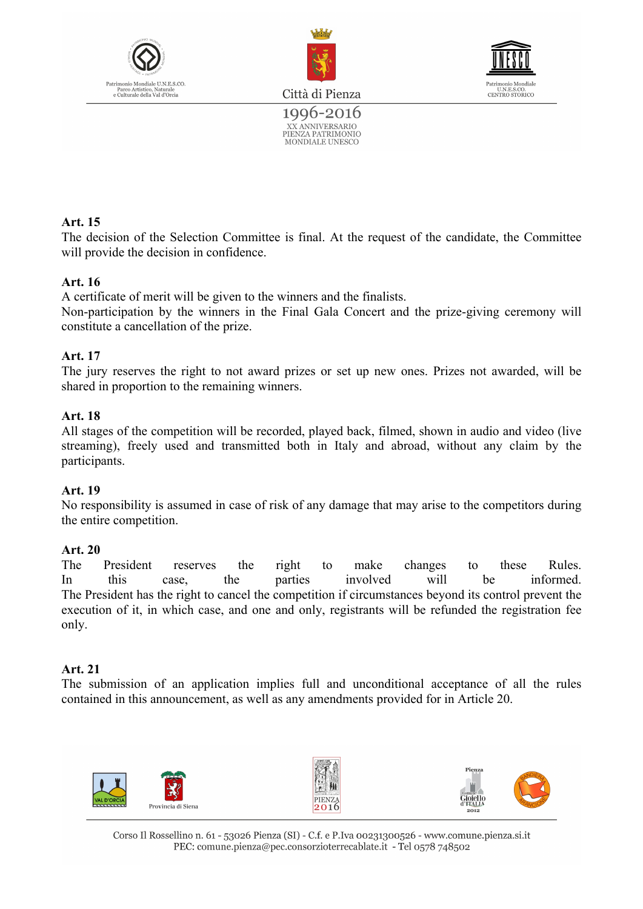**Art. 15**
The decision of the Selection Committee is final. At the request of the candidate, the Committee will provide the decision in confidence.

**Art. 16**
A certificate of merit will be given to the winners and the finalists.
Non-participation by the winners in the Final Gala Concert and the prize-giving ceremony will constitute a cancellation of the prize.

**Art. 17**
The jury reserves the right to not award prizes or set up new ones. Prizes not awarded, will be shared in proportion to the remaining winners.

**Art. 18**
All stages of the competition will be recorded, played back, filmed, shown in audio and video (live streaming), freely used and transmitted both in Italy and abroad, without any claim by the participants.

**Art. 19**
No responsibility is assumed in case of risk of any damage that may arise to the competitors during the entire competition.

**Art. 20**
The President reserves the right to make changes to these Rules.
In this case, the parties involved will be informed.
The President has the right to cancel the competition if circumstances beyond its control prevent the execution of it, in which case, and one and only, registrants will be refunded the registration fee only.

**Art. 21**
The submission of an application implies full and unconditional acceptance of all the rules contained in this announcement, as well as any amendments provided for in Article 20.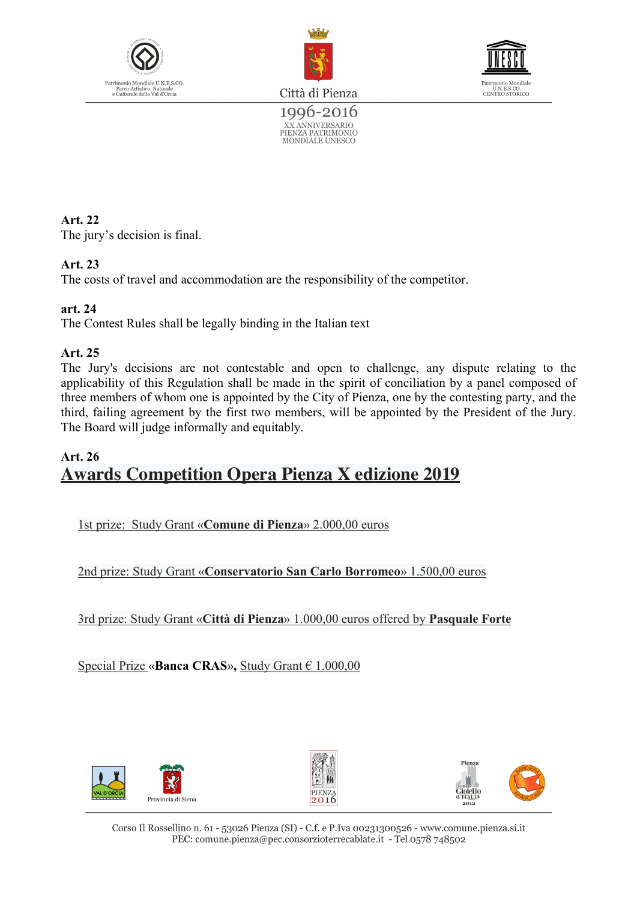**Art. 22**
The jury’s decision is final.

**Art. 23**
The costs of travel and accommodation are the responsibility of the competitor.

**art. 24**
The Contest Rules shall be legally binding in the Italian text

**Art. 25**
The Jury's decisions are not contestable and open to challenge, any dispute relating to the applicability of this Regulation shall be made in the spirit of conciliation by a panel composed of three members of whom one is appointed by the City of Pienza, one by the contesting party, and the third, failing agreement by the first two members, will be appointed by the President of the Jury. The Board will judge informally and equitably.

**Art. 26**

## Awards Competition Opera Pienza X edizione 2019

1st prize: Study Grant «**Comune di Pienza**» 2.000,00 euros

2nd prize: Study Grant «**Conservatorio San Carlo Borromeo**» 1.500,00 euros

3rd prize: Study Grant «**Città di Pienza**» 1.000,00 euros offered by **Pasquale Forte**

Special Prize «**Banca CRAS**», Study Grant € 1.000,00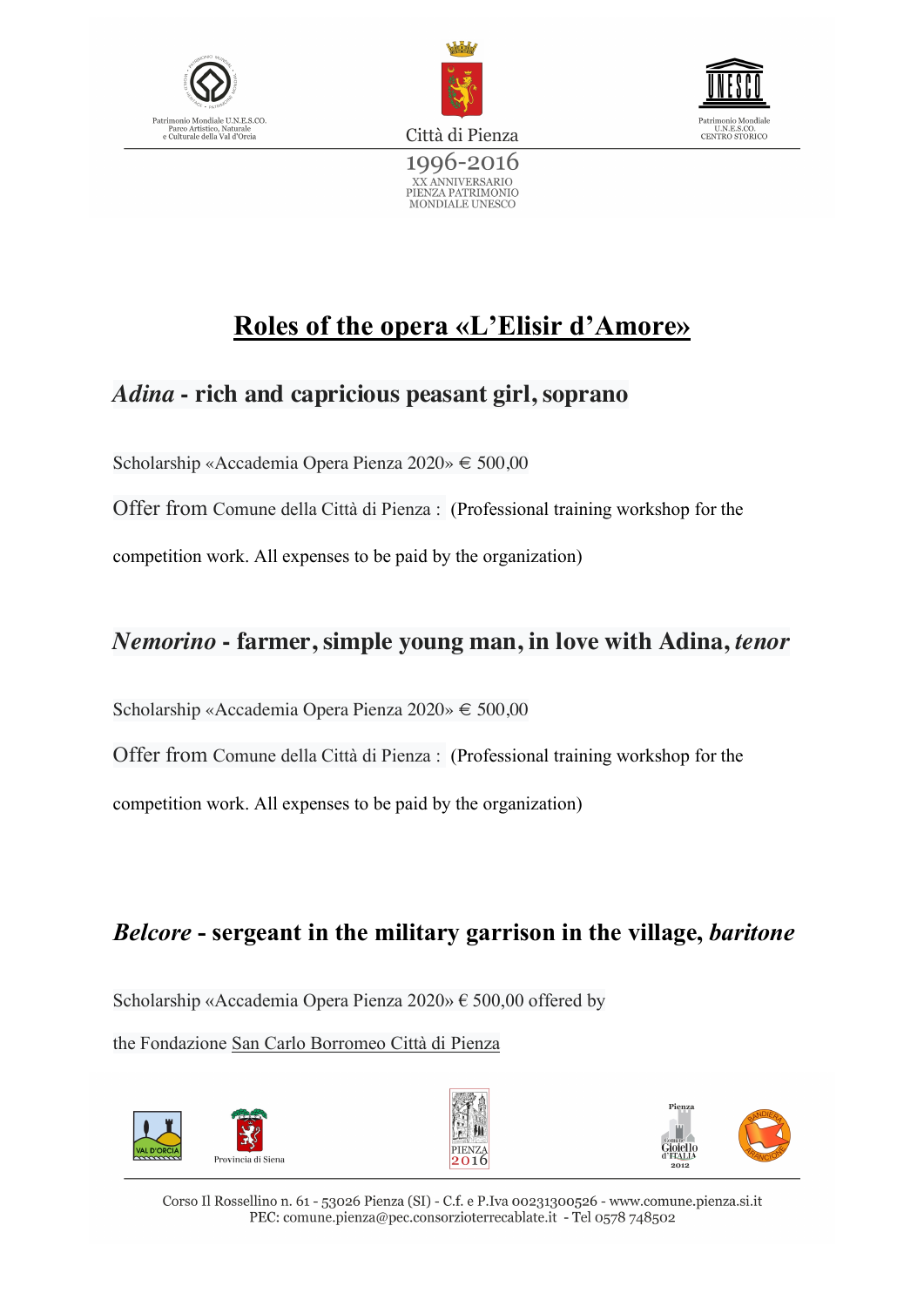## Roles of the opera «L'Elisir d'Amore»

### *Adina* - rich and capricious peasant girl, soprano

Scholarship «Accademia Opera Pienza 2020» € 500,00

Offer from Comune della Città di Pienza : (Professional training workshop for the competition work. All expenses to be paid by the organization)

### *Nemorino* - farmer, simple young man, in love with Adina, *tenor*

Scholarship «Accademia Opera Pienza 2020» € 500,00

Offer from Comune della Città di Pienza : (Professional training workshop for the competition work. All expenses to be paid by the organization)

### *Belcore* - sergeant in the military garrison in the village, *baritone*

Scholarship «Accademia Opera Pienza 2020» € 500,00 offered by the Fondazione San Carlo Borromeo Città di Pienza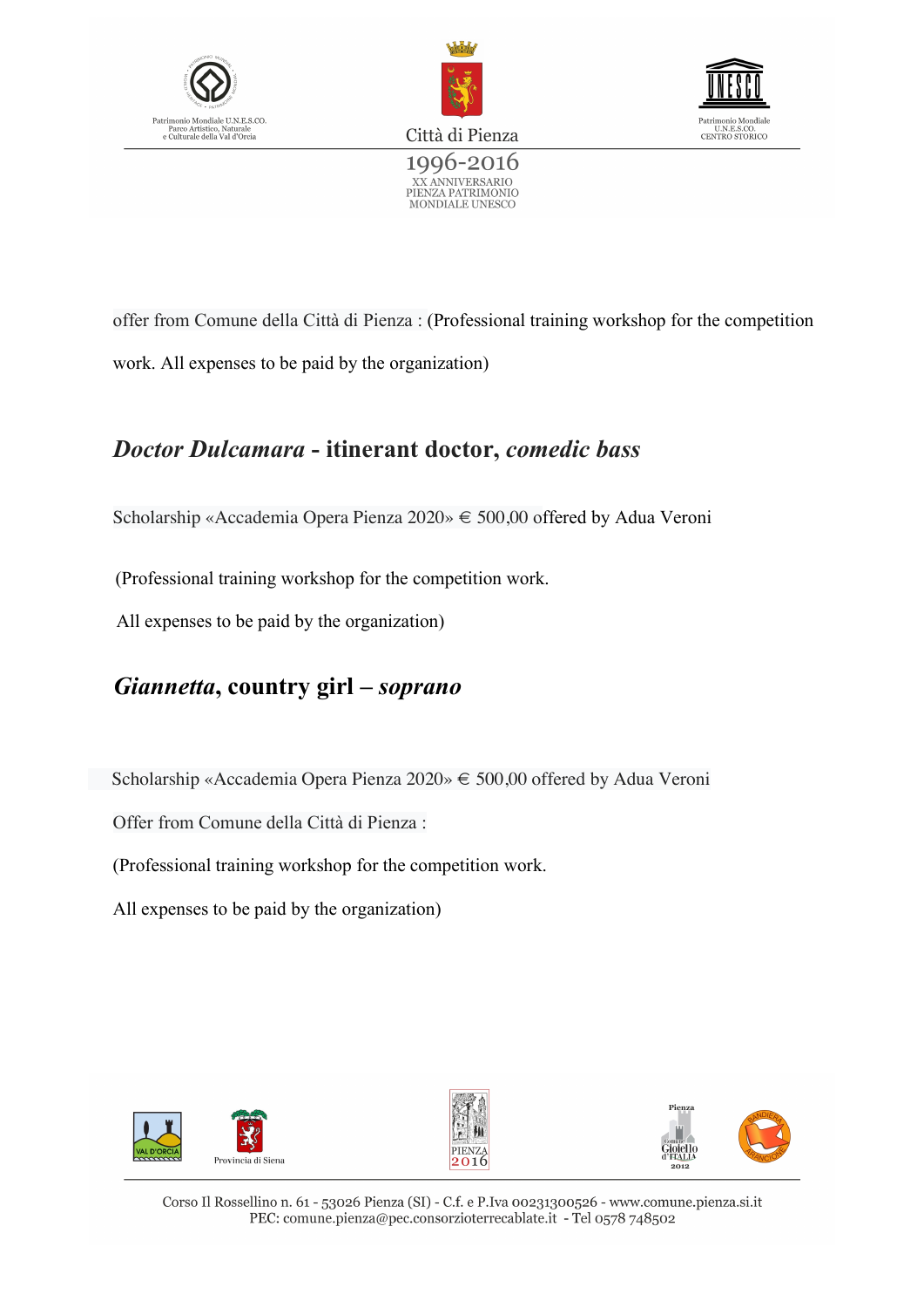offer from Comune della Città di Pienza : (Professional training workshop for the competition work. All expenses to be paid by the organization)

## *Doctor Dulcamara* - itinerant doctor, *comedic bass*

Scholarship «Accademia Opera Pienza 2020» € 500,00 offered by Adua Veroni

(Professional training workshop for the competition work.

All expenses to be paid by the organization)

## *Giannetta*, country girl – *soprano*

Scholarship «Accademia Opera Pienza 2020» € 500,00 offered by Adua Veroni

Offer from Comune della Città di Pienza :

(Professional training workshop for the competition work.

All expenses to be paid by the organization)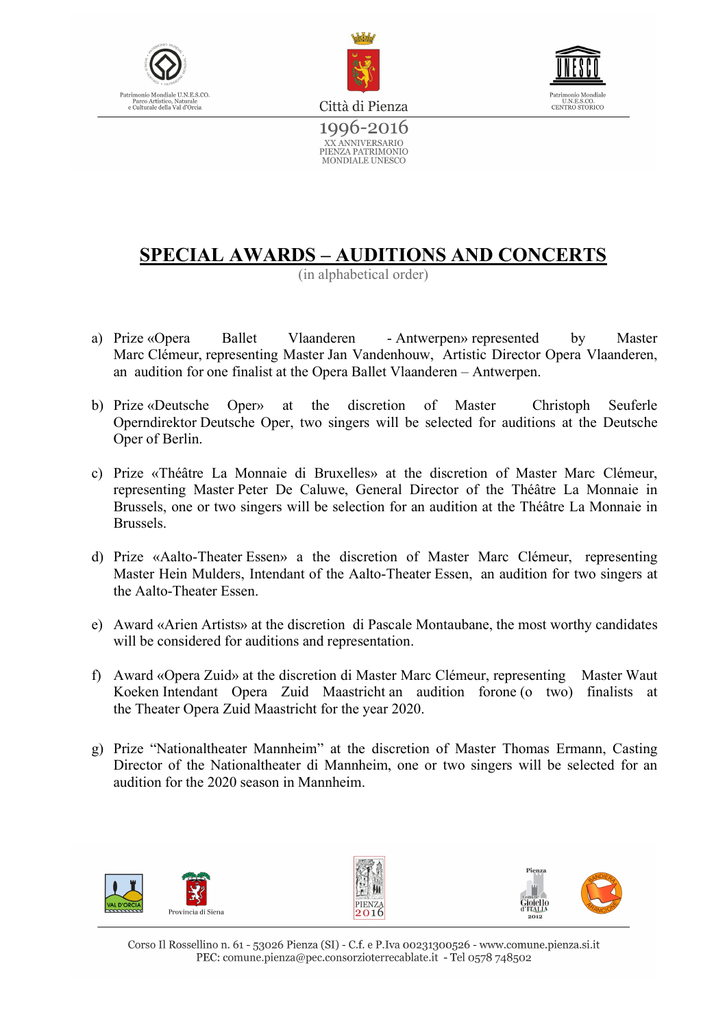# SPECIAL AWARDS – AUDITIONS AND CONCERTS

(in alphabetical order)

a) Prize «Opera Ballet Vlaanderen - Antwerpen» represented by Master Marc Clémeur, representing Master Jan Vandenhouw, Artistic Director Opera Vlaanderen, an audition for one finalist at the Opera Ballet Vlaanderen – Antwerpen.

b) Prize «Deutsche Oper» at the discretion of Master Christoph Seuferle Operndirektor Deutsche Oper, two singers will be selected for auditions at the Deutsche Oper of Berlin.

c) Prize «Théâtre La Monnaie di Bruxelles» at the discretion of Master Marc Clémeur, representing Master Peter De Caluwe, General Director of the Théâtre La Monnaie in Brussels, one or two singers will be selection for an audition at the Théâtre La Monnaie in Brussels.

d) Prize «Aalto-Theater Essen» a the discretion of Master Marc Clémeur, representing Master Hein Mulders, Intendant of the Aalto-Theater Essen, an audition for two singers at the Aalto-Theater Essen.

e) Award «Arien Artists» at the discretion di Pascale Montaubane, the most worthy candidates will be considered for auditions and representation.

f) Award «Opera Zuid» at the discretion di Master Marc Clémeur, representing Master Waut Koeken Intendant Opera Zuid Maastricht an audition forone (o two) finalists at the Theater Opera Zuid Maastricht for the year 2020.

g) Prize "Nationaltheater Mannheim" at the discretion of Master Thomas Ermann, Casting Director of the Nationaltheater di Mannheim, one or two singers will be selected for an audition for the 2020 season in Mannheim.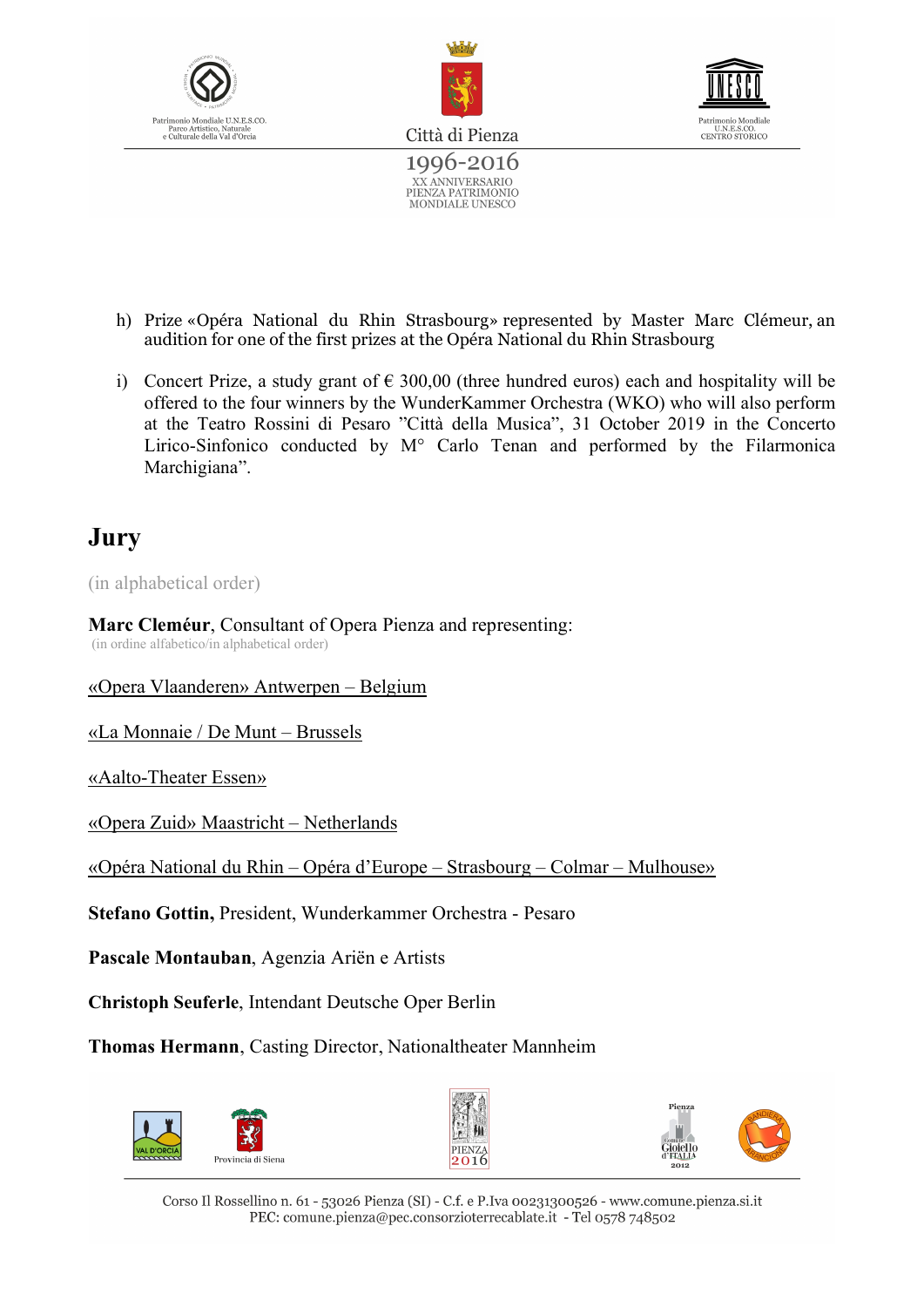h) Prize «Opéra National du Rhin Strasbourg» represented by Master Marc Clémeur, an audition for one of the first prizes at the Opéra National du Rhin Strasbourg

i) Concert Prize, a study grant of € 300,00 (three hundred euros) each and hospitality will be offered to the four winners by the WunderKammer Orchestra (WKO) who will also perform at the Teatro Rossini di Pesaro ”Città della Musica”, 31 October 2019 in the Concerto Lirico-Sinfonico conducted by M° Carlo Tenan and performed by the Filarmonica Marchigiana”.

# Jury

(in alphabetical order)

**Marc Cleméur**, Consultant of Opera Pienza and representing:
(in ordine alfabetico/in alphabetical order)

«Opera Vlaanderen» Antwerpen – Belgium

«La Monnaie / De Munt – Brussels

«Aalto-Theater Essen»

«Opera Zuid» Maastricht – Netherlands

«Opéra National du Rhin – Opéra d'Europe – Strasbourg – Colmar – Mulhouse»

**Stefano Gottin,** President, Wunderkammer Orchestra - Pesaro

**Pascale Montauban**, Agenzia Ariën e Artists

**Christoph Seuferle**, Intendant Deutsche Oper Berlin

**Thomas Hermann**, Casting Director, Nationaltheater Mannheim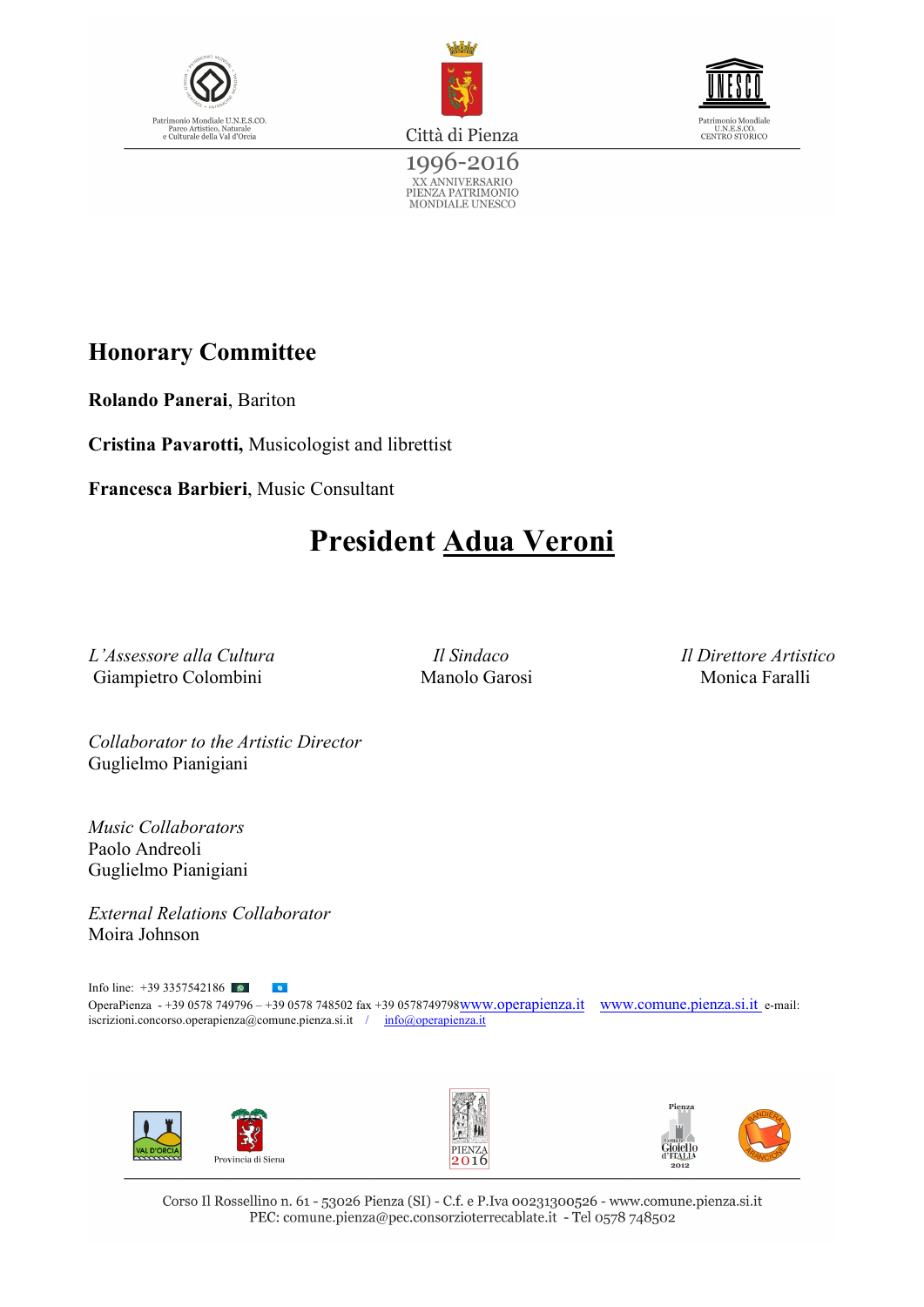Patrimonio Mondiale U.N.E.S.CO.
Parco Artistico, Naturale
e Culturale della Val d'Orcia

Città di Pienza

1996-2016
XX ANNIVERSARIO
PIENZA PATRIMONIO
MONDIALE UNESCO

Patrimonio Mondiale
U.N.E.S.CO.
CENTRO STORICO

## Honorary Committee

**Rolando Panerai**, Bariton

**Cristina Pavarotti,** Musicologist and librettist

**Francesca Barbieri**, Music Consultant

# President Adua Veroni

*L'Assessore alla Cultura*
Giampietro Colombini

*Il Sindaco*
Manolo Garosi

*Il Direttore Artistico*
Monica Faralli

*Collaborator to the Artistic Director*
Guglielmo Pianigiani

*Music Collaborators*
Paolo Andreoli
Guglielmo Pianigiani

*External Relations Collaborator*
Moira Johnson

Info line: +39 3357542186
OperaPienza - +39 0578 749796 – +39 0578 748502 fax +39 0578749798 www.operapienza.it www.comune.pienza.si.it e-mail: iscrizioni.concorso.operapienza@comune.pienza.si.it / info@operapienza.it

VAL D'ORCIA Provincia di Siena PIENZA 2016 Pienza Gioiello d'Italia 2012 Bandiera Arancione

Corso Il Rossellino n. 61 - 53026 Pienza (SI) - C.f. e P.Iva 00231300526 - www.comune.pienza.si.it
PEC: comune.pienza@pec.consorzioterrecablate.it - Tel 0578 748502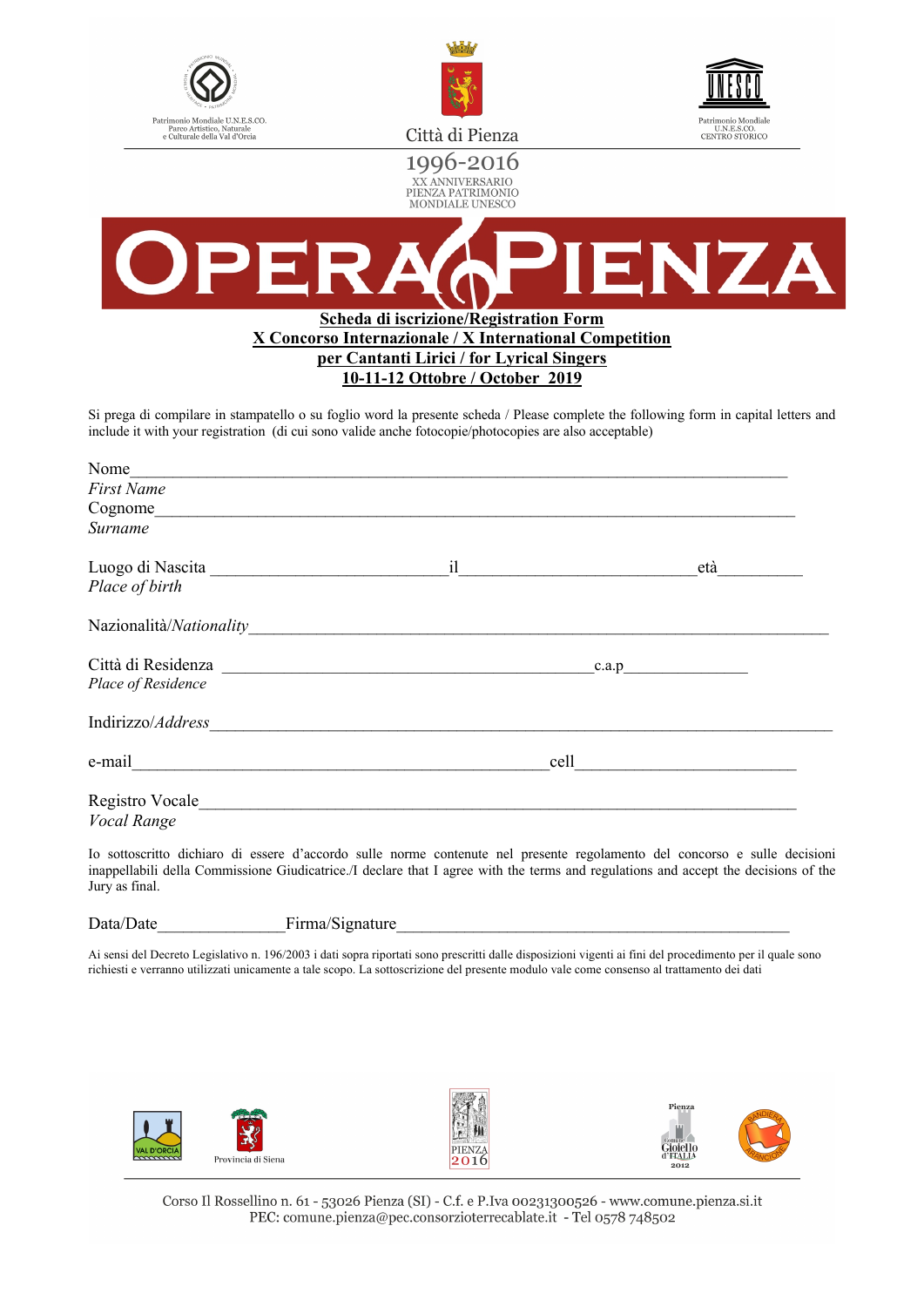Patrimonio Mondiale U.N.E.S.CO.
Parco Artistico, Naturale
e Culturale della Val d'Orcia

Città di Pienza

Patrimonio Mondiale
U.N.E.S.CO.
CENTRO STORICO

1996-2016
XX ANNIVERSARIO
PIENZA PATRIMONIO
MONDIALE UNESCO

# OPERA PIENZA

**Scheda di iscrizione/Registration Form**
**X Concorso Internazionale / X International Competition**
**per Cantanti Lirici / for Lyrical Singers**
**10-11-12 Ottobre / October 2019**

Si prega di compilare in stampatello o su foglio word la presente scheda / Please complete the following form in capital letters and include it with your registration (di cui sono valide anche fotocopie/photocopies are also acceptable)

Nome_______________________________________________________________________________
*First Name*
Cognome____________________________________________________________________________
*Surname*

Luogo di Nascita ___________________________il____________________________età__________
*Place of birth*

Nazionalità/*Nationality*_______________________________________________________________

Città di Residenza ________________________________________________c.a.p_______________
*Place of Residence*

Indirizzo/*Address*___________________________________________________________________

e-mail_____________________________________________________cell___________________________

Registro Vocale______________________________________________________________________
*Vocal Range*

Io sottoscritto dichiaro di essere d'accordo sulle norme contenute nel presente regolamento del concorso e sulle decisioni inappellabili della Commissione Giudicatrice./I declare that I agree with the terms and regulations and accept the decisions of the Jury as final.

Data/Date_______________Firma/Signature________________________________________________

Ai sensi del Decreto Legislativo n. 196/2003 i dati sopra riportati sono prescritti dalle disposizioni vigenti ai fini del procedimento per il quale sono richiesti e verranno utilizzati unicamente a tale scopo. La sottoscrizione del presente modulo vale come consenso al trattamento dei dati

VAL D'ORCIA — Provincia di Siena — PIENZA 2016 — Pienza Comune Gioiello d'Italia 2012 — Bandiera Arancione

Corso Il Rossellino n. 61 - 53026 Pienza (SI) - C.f. e P.Iva 00231300526 - www.comune.pienza.si.it
PEC: comune.pienza@pec.consorzioterrecablate.it - Tel 0578 748502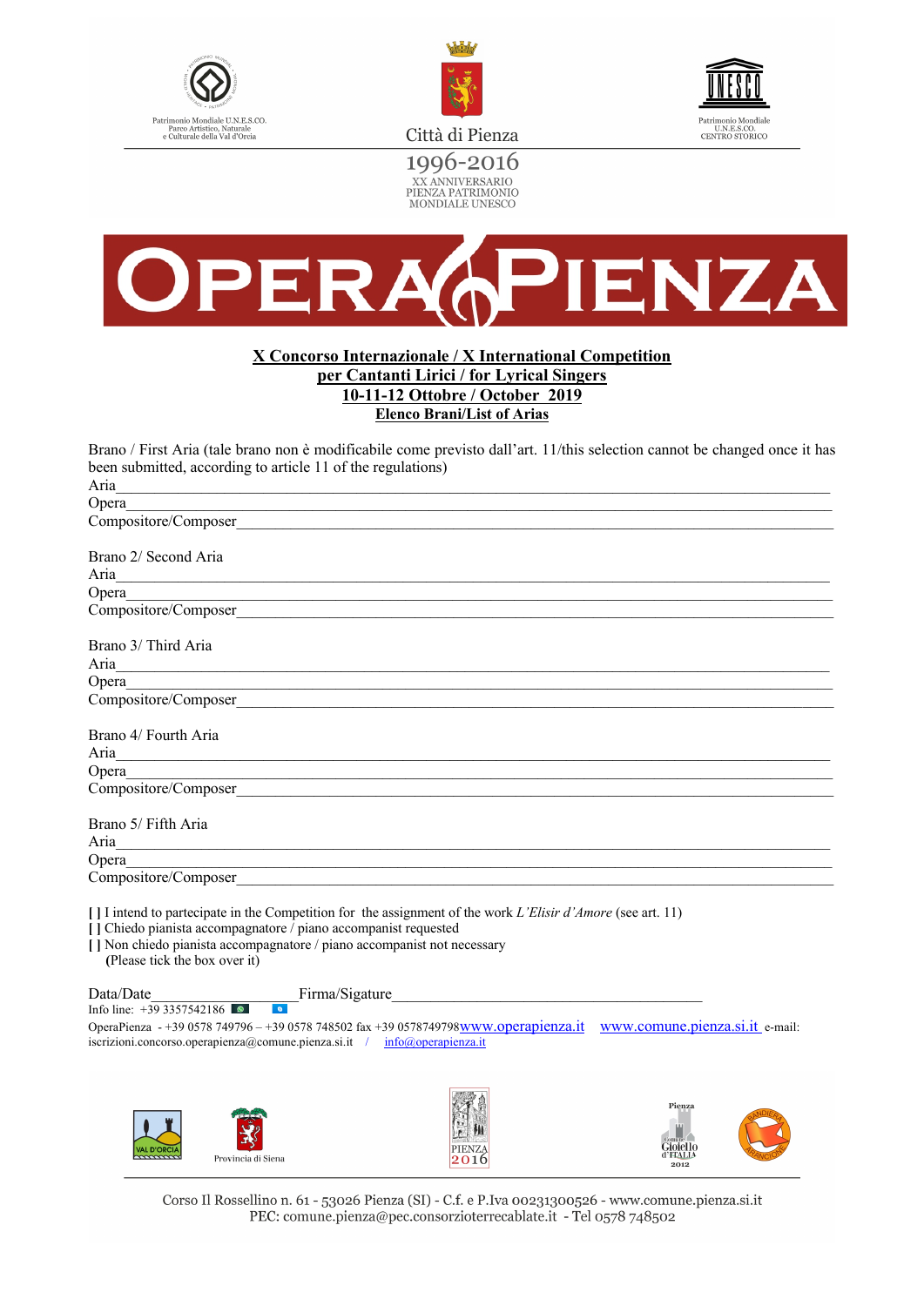Patrimonio Mondiale U.N.E.S.CO.
Parco Artistico, Naturale
e Culturale della Val d'Orcia

Città di Pienza

1996-2016
XX ANNIVERSARIO
PIENZA PATRIMONIO
MONDIALE UNESCO

Patrimonio Mondiale
U.N.E.S.CO.
CENTRO STORICO

# OPERA PIENZA

**X Concorso Internazionale / X International Competition**
**per Cantanti Lirici / for Lyrical Singers**
**10-11-12 Ottobre / October 2019**
**Elenco Brani/List of Arias**

Brano / First Aria (tale brano non è modificabile come previsto dall'art. 11/this selection cannot be changed once it has been submitted, according to article 11 of the regulations)
Aria_______________________________________________
Opera_______________________________________________
Compositore/Composer_______________________________________________

Brano 2/ Second Aria
Aria_______________________________________________
Opera_______________________________________________
Compositore/Composer_______________________________________________

Brano 3/ Third Aria
Aria_______________________________________________
Opera_______________________________________________
Compositore/Composer_______________________________________________

Brano 4/ Fourth Aria
Aria_______________________________________________
Opera_______________________________________________
Compositore/Composer_______________________________________________

Brano 5/ Fifth Aria
Aria_______________________________________________
Opera_______________________________________________
Compositore/Composer_______________________________________________

**[ ]** I intend to partecipate in the Competition for the assignment of the work *L'Elisir d'Amore* (see art. 11)
**[ ]** Chiedo pianista accompagnatore / piano accompanist requested
**[ ]** Non chiedo pianista accompagnatore / piano accompanist not necessary
**(**Please tick the box over it)

Data/Date_________________ Firma/Sigature_______________________________

Info line: +39 3357542186

OperaPienza - +39 0578 749796 – +39 0578 748502 fax +39 0578749798 www.operapienza.it www.comune.pienza.si.it e-mail: iscrizioni.concorso.operapienza@comune.pienza.si.it / info@operapienza.it

VAL D'ORCIA   Provincia di Siena   PIENZA 2016   Pienza Comune Gioiello d'Italia 2012   BANDIERA ARANCIONE

Corso Il Rossellino n. 61 - 53026 Pienza (SI) - C.f. e P.Iva 00231300526 - www.comune.pienza.si.it
PEC: comune.pienza@pec.consorzioterrecablate.it - Tel 0578 748502